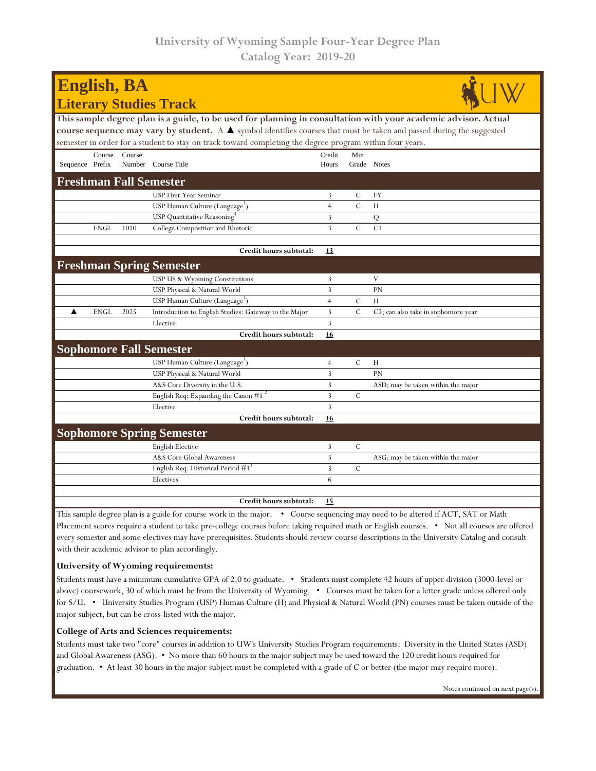University of Wyoming Sample Four-Year Degree Plan
Catalog Year: 2019-20

# English, BA
## Literary Studies Track

**This sample degree plan is a guide, to be used for planning in consultation with your academic advisor. Actual course sequence may vary by student.** A ▲ symbol identifies courses that must be taken and passed during the suggested semester in order for a student to stay on track toward completing the degree program within four years.

| Sequence | Course Prefix | Course Number | Course Title | Credit Hours | Min Grade | Notes |
|---|---|---|---|---|---|---|
| **Freshman Fall Semester** | | | | | | |
| | | | USP First-Year Seminar | 3 | C | FY |
| | | | USP Human Culture (Language[1]) | 4 | C | H |
| | | | USP Quantitative Reasoning[4] | 3 | | Q |
| | ENGL | 1010 | College Composition and Rhetoric | 3 | C | C1 |
| | | | | | | |
| | | | **Credit hours subtotal:** | **13** | | |
| **Freshman Spring Semester** | | | | | | |
| | | | USP US & Wyoming Constitutions | 3 | | V |
| | | | USP Physical & Natural World | 3 | | PN |
| | | | USP Human Culture (Language[1]) | 4 | C | H |
| ▲ | ENGL | 2025 | Introduction to English Studies: Gateway to the Major | 3 | C | C2; can also take in sophomore year |
| | | | Elective | 3 | | |
| | | | **Credit hours subtotal:** | **16** | | |
| **Sophomore Fall Semester** | | | | | | |
| | | | USP Human Culture (Language[1]) | 4 | C | H |
| | | | USP Physical & Natural World | 3 | | PN |
| | | | A&S Core Diversity in the U.S. | 3 | | ASD; may be taken within the major |
| | | | English Req: Expanding the Canon #1[2] | 3 | C | |
| | | | Elective | 3 | | |
| | | | **Credit hours subtotal:** | **16** | | |
| **Sophomore Spring Semester** | | | | | | |
| | | | English Elective | 3 | C | |
| | | | A&S Core Global Awareness | 3 | | ASG; may be taken within the major |
| | | | English Req: Historical Period #1[3] | 3 | C | |
| | | | Electives | 6 | | |
| | | | | | | |
| | | | **Credit hours subtotal:** | **15** | | |

This sample degree plan is a guide for course work in the major. • Course sequencing may need to be altered if ACT, SAT or Math Placement scores require a student to take pre-college courses before taking required math or English courses. • Not all courses are offered every semester and some electives may have prerequisites. Students should review course descriptions in the University Catalog and consult with their academic advisor to plan accordingly.

**University of Wyoming requirements:**

Students must have a minimum cumulative GPA of 2.0 to graduate. • Students must complete 42 hours of upper division (3000-level or above) coursework, 30 of which must be from the University of Wyoming. • Courses must be taken for a letter grade unless offered only for S/U. • University Studies Program (USP) Human Culture (H) and Physical & Natural World (PN) courses must be taken outside of the major subject, but can be cross-listed with the major.

**College of Arts and Sciences requirements:**

Students must take two "core" courses in addition to UW's University Studies Program requirements: Diversity in the United States (ASD) and Global Awareness (ASG). • No more than 60 hours in the major subject may be used toward the 120 credit hours required for graduation. • At least 30 hours in the major subject must be completed with a grade of C or better (the major may require more).

Notes continued on next page(s).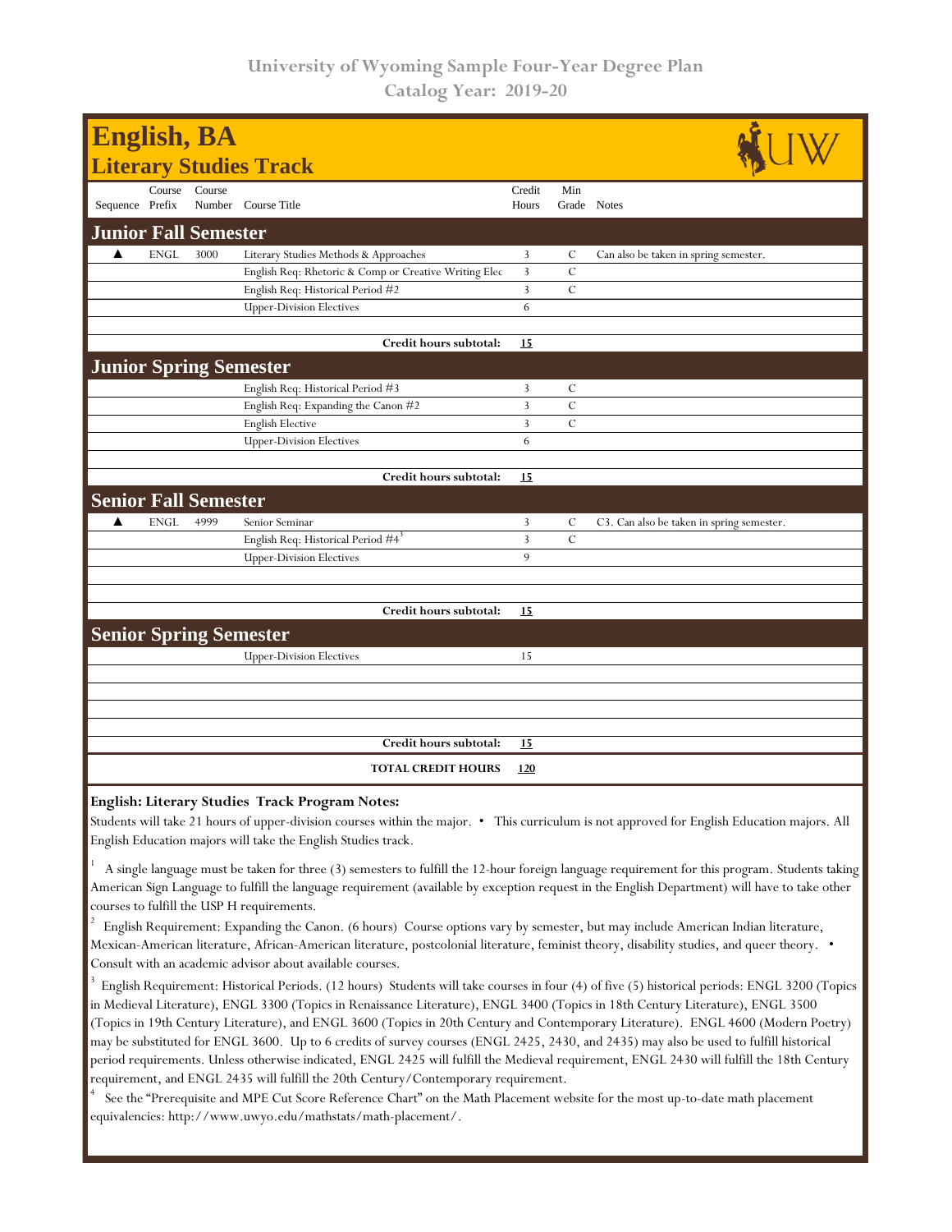University of Wyoming Sample Four-Year Degree Plan
Catalog Year: 2019-20

# English, BA
## Literary Studies Track

| Sequence | Course Prefix | Course Number | Course Title | Credit Hours | Min Grade | Notes |
|---|---|---|---|---|---|---|
| **Junior Fall Semester** | | | | | | |
| ▲ | ENGL | 3000 | Literary Studies Methods & Approaches | 3 | C | Can also be taken in spring semester. |
| | | | English Req: Rhetoric & Comp or Creative Writing Elec | 3 | C | |
| | | | English Req: Historical Period #2 | 3 | C | |
| | | | Upper-Division Electives | 6 | | |
| | | | **Credit hours subtotal:** | **15** | | |
| **Junior Spring Semester** | | | | | | |
| | | | English Req: Historical Period #3 | 3 | C | |
| | | | English Req: Expanding the Canon #2 | 3 | C | |
| | | | English Elective | 3 | C | |
| | | | Upper-Division Electives | 6 | | |
| | | | **Credit hours subtotal:** | **15** | | |
| **Senior Fall Semester** | | | | | | |
| ▲ | ENGL | 4999 | Senior Seminar | 3 | C | C3. Can also be taken in spring semester. |
| | | | English Req: Historical Period #4[3] | 3 | C | |
| | | | Upper-Division Electives | 9 | | |
| | | | **Credit hours subtotal:** | **15** | | |
| **Senior Spring Semester** | | | | | | |
| | | | Upper-Division Electives | 15 | | |
| | | | **Credit hours subtotal:** | **15** | | |
| | | | **TOTAL CREDIT HOURS** | **120** | | |

**English: Literary Studies Track Program Notes:**

Students will take 21 hours of upper-division courses within the major. • This curriculum is not approved for English Education majors. All English Education majors will take the English Studies track.

[1] A single language must be taken for three (3) semesters to fulfill the 12-hour foreign language requirement for this program. Students taking American Sign Language to fulfill the language requirement (available by exception request in the English Department) will have to take other courses to fulfill the USP H requirements.

[2] English Requirement: Expanding the Canon. (6 hours) Course options vary by semester, but may include American Indian literature, Mexican-American literature, African-American literature, postcolonial literature, feminist theory, disability studies, and queer theory. • Consult with an academic advisor about available courses.

[3] English Requirement: Historical Periods. (12 hours) Students will take courses in four (4) of five (5) historical periods: ENGL 3200 (Topics in Medieval Literature), ENGL 3300 (Topics in Renaissance Literature), ENGL 3400 (Topics in 18th Century Literature), ENGL 3500 (Topics in 19th Century Literature), and ENGL 3600 (Topics in 20th Century and Contemporary Literature). ENGL 4600 (Modern Poetry) may be substituted for ENGL 3600. Up to 6 credits of survey courses (ENGL 2425, 2430, and 2435) may also be used to fulfill historical period requirements. Unless otherwise indicated, ENGL 2425 will fulfill the Medieval requirement, ENGL 2430 will fulfill the 18th Century requirement, and ENGL 2435 will fulfill the 20th Century/Contemporary requirement.

[4] See the "Prerequisite and MPE Cut Score Reference Chart" on the Math Placement website for the most up-to-date math placement equivalencies: http://www.uwyo.edu/mathstats/math-placement/.